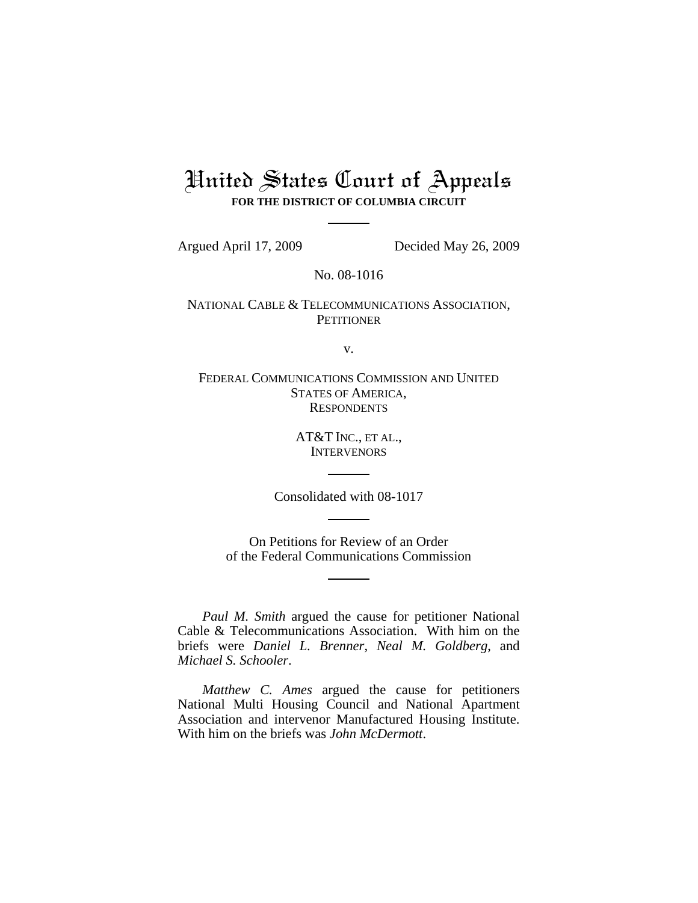# United States Court of Appeals

**FOR THE DISTRICT OF COLUMBIA CIRCUIT**

---

Argued April 17, 2009 Decided May 26, 2009

No. 08-1016

NATIONAL CABLE & TELECOMMUNICATIONS ASSOCIATION,
PETITIONER

v.

FEDERAL COMMUNICATIONS COMMISSION AND UNITED STATES OF AMERICA,
RESPONDENTS

AT&T INC., ET AL.,
INTERVENORS

---

Consolidated with 08-1017

---

On Petitions for Review of an Order of the Federal Communications Commission

---

*Paul M. Smith* argued the cause for petitioner National Cable & Telecommunications Association. With him on the briefs were *Daniel L. Brenner*, *Neal M. Goldberg*, and *Michael S. Schooler*.

*Matthew C. Ames* argued the cause for petitioners National Multi Housing Council and National Apartment Association and intervenor Manufactured Housing Institute. With him on the briefs was *John McDermott*.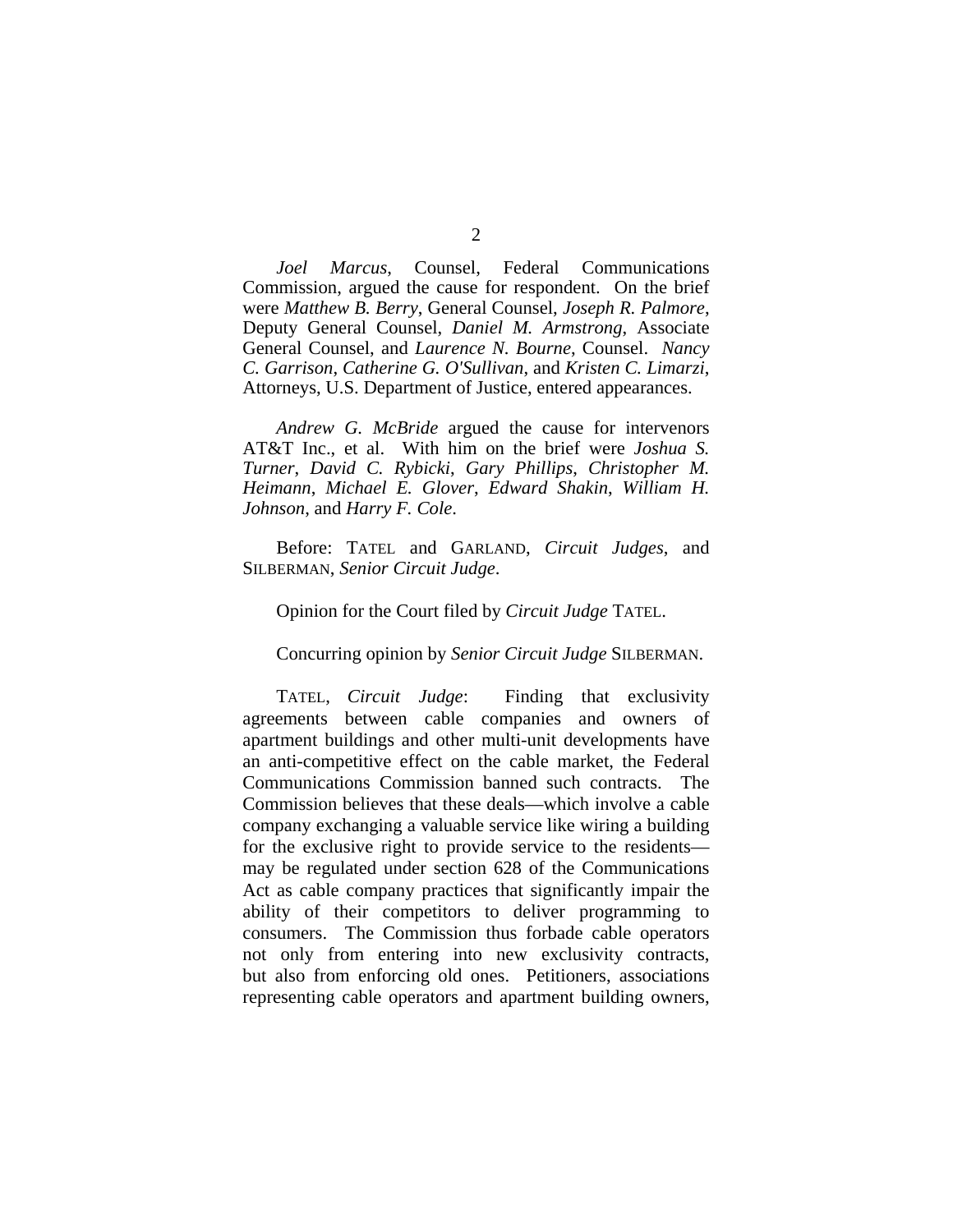*Joel Marcus*, Counsel, Federal Communications Commission, argued the cause for respondent. On the brief were *Matthew B. Berry*, General Counsel, *Joseph R. Palmore*, Deputy General Counsel, *Daniel M. Armstrong*, Associate General Counsel, and *Laurence N. Bourne*, Counsel. *Nancy C. Garrison*, *Catherine G. O'Sullivan*, and *Kristen C. Limarzi*, Attorneys, U.S. Department of Justice, entered appearances.

*Andrew G. McBride* argued the cause for intervenors AT&T Inc., et al. With him on the brief were *Joshua S. Turner*, *David C. Rybicki*, *Gary Phillips*, *Christopher M. Heimann*, *Michael E. Glover*, *Edward Shakin*, *William H. Johnson*, and *Harry F. Cole*.

Before: TATEL and GARLAND, *Circuit Judges*, and SILBERMAN, *Senior Circuit Judge*.

Opinion for the Court filed by *Circuit Judge* TATEL.

Concurring opinion by *Senior Circuit Judge* SILBERMAN.

TATEL, *Circuit Judge*: Finding that exclusivity agreements between cable companies and owners of apartment buildings and other multi-unit developments have an anti-competitive effect on the cable market, the Federal Communications Commission banned such contracts. The Commission believes that these deals—which involve a cable company exchanging a valuable service like wiring a building for the exclusive right to provide service to the residents—may be regulated under section 628 of the Communications Act as cable company practices that significantly impair the ability of their competitors to deliver programming to consumers. The Commission thus forbade cable operators not only from entering into new exclusivity contracts, but also from enforcing old ones. Petitioners, associations representing cable operators and apartment building owners,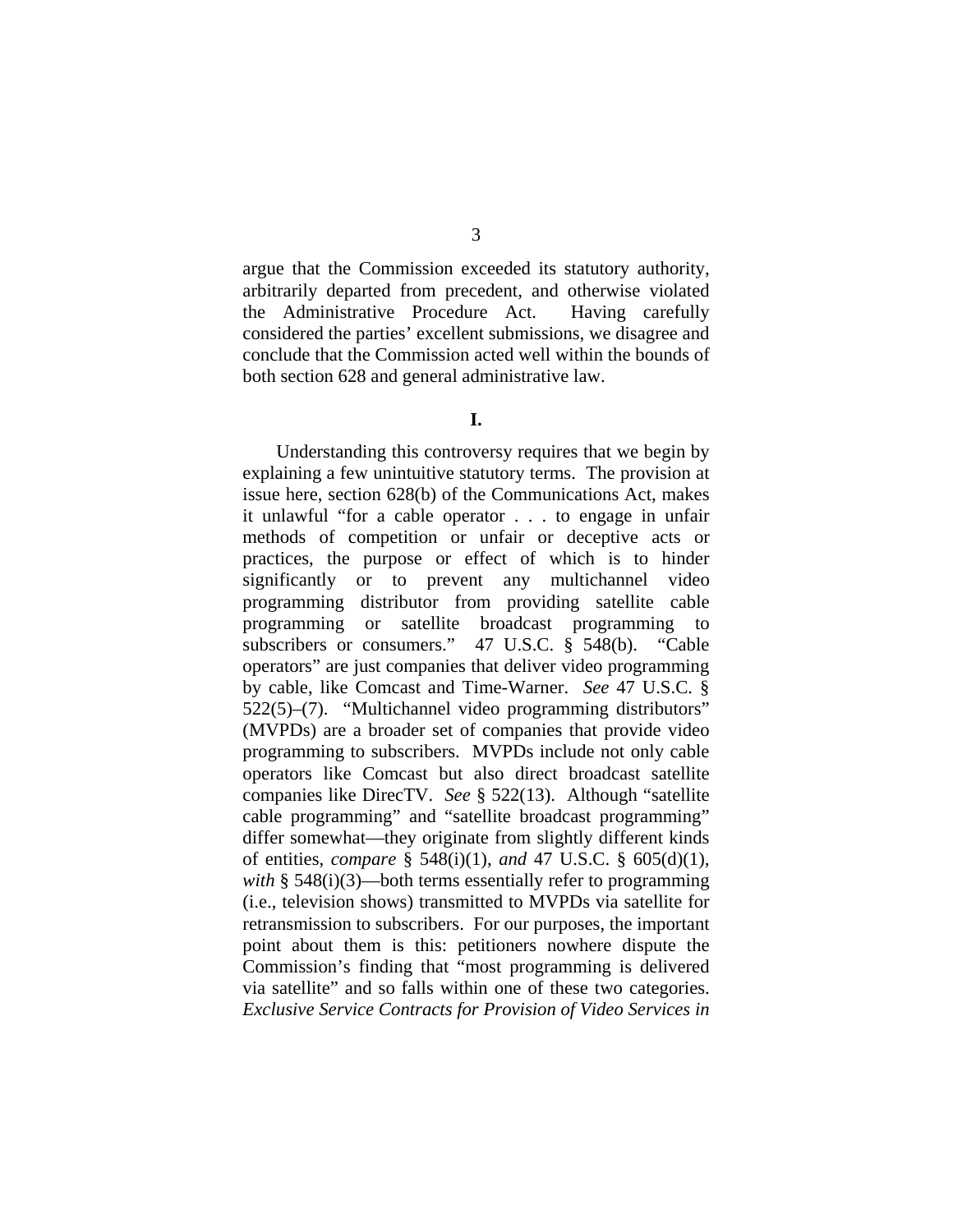argue that the Commission exceeded its statutory authority, arbitrarily departed from precedent, and otherwise violated the Administrative Procedure Act. Having carefully considered the parties' excellent submissions, we disagree and conclude that the Commission acted well within the bounds of both section 628 and general administrative law.

## I.

Understanding this controversy requires that we begin by explaining a few unintuitive statutory terms. The provision at issue here, section 628(b) of the Communications Act, makes it unlawful "for a cable operator . . . to engage in unfair methods of competition or unfair or deceptive acts or practices, the purpose or effect of which is to hinder significantly or to prevent any multichannel video programming distributor from providing satellite cable programming or satellite broadcast programming to subscribers or consumers." 47 U.S.C. § 548(b). "Cable operators" are just companies that deliver video programming by cable, like Comcast and Time-Warner. *See* 47 U.S.C. § 522(5)–(7). "Multichannel video programming distributors" (MVPDs) are a broader set of companies that provide video programming to subscribers. MVPDs include not only cable operators like Comcast but also direct broadcast satellite companies like DirecTV. *See* § 522(13). Although "satellite cable programming" and "satellite broadcast programming" differ somewhat—they originate from slightly different kinds of entities, *compare* § 548(i)(1), *and* 47 U.S.C. § 605(d)(1), *with* § 548(i)(3)—both terms essentially refer to programming (i.e., television shows) transmitted to MVPDs via satellite for retransmission to subscribers. For our purposes, the important point about them is this: petitioners nowhere dispute the Commission's finding that "most programming is delivered via satellite" and so falls within one of these two categories. *Exclusive Service Contracts for Provision of Video Services in*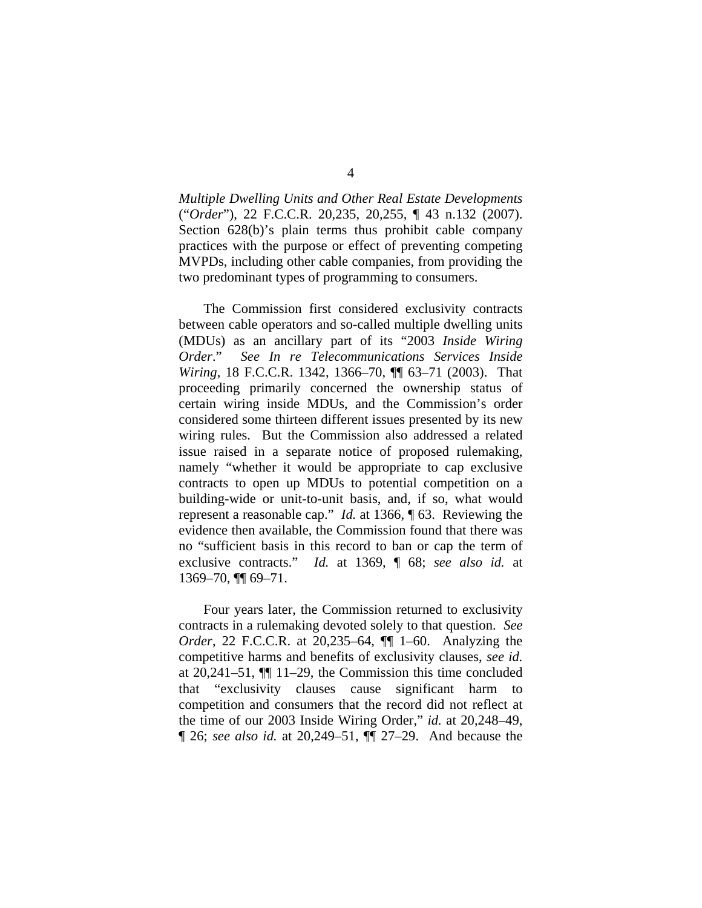*Multiple Dwelling Units and Other Real Estate Developments* ("*Order*"), 22 F.C.C.R. 20,235, 20,255, ¶ 43 n.132 (2007). Section 628(b)'s plain terms thus prohibit cable company practices with the purpose or effect of preventing competing MVPDs, including other cable companies, from providing the two predominant types of programming to consumers.

The Commission first considered exclusivity contracts between cable operators and so-called multiple dwelling units (MDUs) as an ancillary part of its "2003 *Inside Wiring Order*." *See In re Telecommunications Services Inside Wiring*, 18 F.C.C.R. 1342, 1366–70, ¶¶ 63–71 (2003). That proceeding primarily concerned the ownership status of certain wiring inside MDUs, and the Commission's order considered some thirteen different issues presented by its new wiring rules. But the Commission also addressed a related issue raised in a separate notice of proposed rulemaking, namely "whether it would be appropriate to cap exclusive contracts to open up MDUs to potential competition on a building-wide or unit-to-unit basis, and, if so, what would represent a reasonable cap." *Id.* at 1366, ¶ 63. Reviewing the evidence then available, the Commission found that there was no "sufficient basis in this record to ban or cap the term of exclusive contracts." *Id.* at 1369, ¶ 68; *see also id.* at 1369–70, ¶¶ 69–71.

Four years later, the Commission returned to exclusivity contracts in a rulemaking devoted solely to that question. *See Order*, 22 F.C.C.R. at 20,235–64, ¶¶ 1–60. Analyzing the competitive harms and benefits of exclusivity clauses, *see id.* at 20,241–51, ¶¶ 11–29, the Commission this time concluded that "exclusivity clauses cause significant harm to competition and consumers that the record did not reflect at the time of our 2003 Inside Wiring Order," *id.* at 20,248–49, ¶ 26; *see also id.* at 20,249–51, ¶¶ 27–29. And because the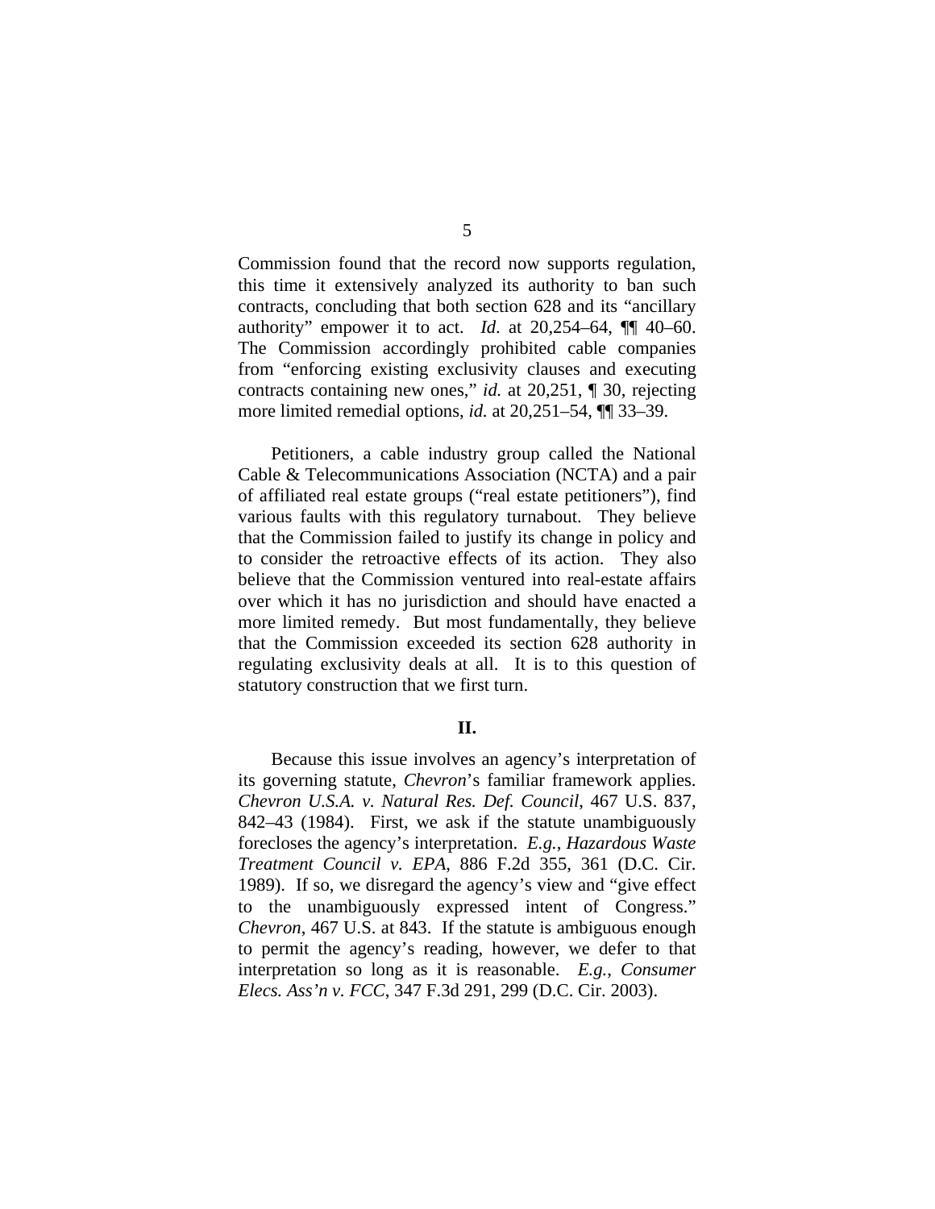Commission found that the record now supports regulation, this time it extensively analyzed its authority to ban such contracts, concluding that both section 628 and its "ancillary authority" empower it to act. *Id*. at 20,254–64, ¶¶ 40–60. The Commission accordingly prohibited cable companies from "enforcing existing exclusivity clauses and executing contracts containing new ones," *id.* at 20,251, ¶ 30, rejecting more limited remedial options, *id.* at 20,251–54, ¶¶ 33–39.

Petitioners, a cable industry group called the National Cable & Telecommunications Association (NCTA) and a pair of affiliated real estate groups ("real estate petitioners"), find various faults with this regulatory turnabout. They believe that the Commission failed to justify its change in policy and to consider the retroactive effects of its action. They also believe that the Commission ventured into real-estate affairs over which it has no jurisdiction and should have enacted a more limited remedy. But most fundamentally, they believe that the Commission exceeded its section 628 authority in regulating exclusivity deals at all. It is to this question of statutory construction that we first turn.

## II.

Because this issue involves an agency's interpretation of its governing statute, *Chevron*'s familiar framework applies. *Chevron U.S.A. v. Natural Res. Def. Council*, 467 U.S. 837, 842–43 (1984). First, we ask if the statute unambiguously forecloses the agency's interpretation. *E.g.*, *Hazardous Waste Treatment Council v. EPA*, 886 F.2d 355, 361 (D.C. Cir. 1989). If so, we disregard the agency's view and "give effect to the unambiguously expressed intent of Congress." *Chevron*, 467 U.S. at 843. If the statute is ambiguous enough to permit the agency's reading, however, we defer to that interpretation so long as it is reasonable. *E.g.*, *Consumer Elecs. Ass'n v. FCC*, 347 F.3d 291, 299 (D.C. Cir. 2003).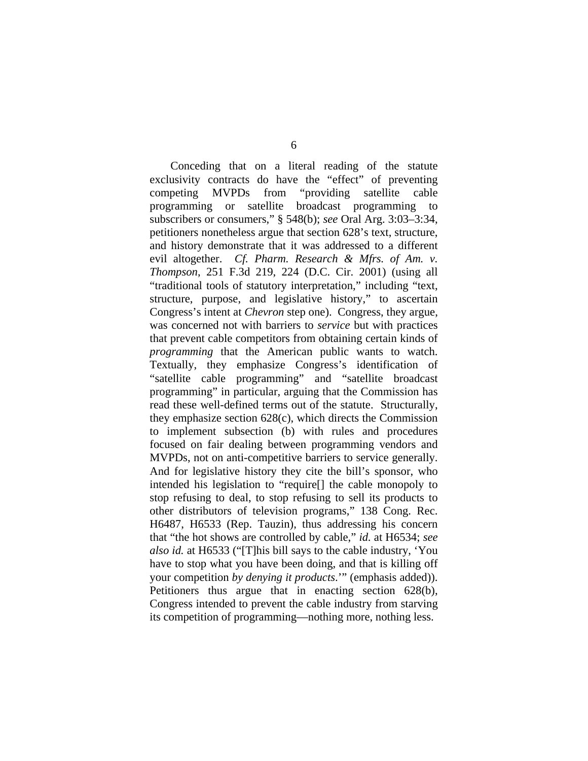Conceding that on a literal reading of the statute exclusivity contracts do have the "effect" of preventing competing MVPDs from "providing satellite cable programming or satellite broadcast programming to subscribers or consumers," § 548(b); *see* Oral Arg. 3:03–3:34, petitioners nonetheless argue that section 628's text, structure, and history demonstrate that it was addressed to a different evil altogether. *Cf. Pharm. Research & Mfrs. of Am. v. Thompson*, 251 F.3d 219, 224 (D.C. Cir. 2001) (using all "traditional tools of statutory interpretation," including "text, structure, purpose, and legislative history," to ascertain Congress's intent at *Chevron* step one). Congress, they argue, was concerned not with barriers to *service* but with practices that prevent cable competitors from obtaining certain kinds of *programming* that the American public wants to watch. Textually, they emphasize Congress's identification of "satellite cable programming" and "satellite broadcast programming" in particular, arguing that the Commission has read these well-defined terms out of the statute. Structurally, they emphasize section 628(c), which directs the Commission to implement subsection (b) with rules and procedures focused on fair dealing between programming vendors and MVPDs, not on anti-competitive barriers to service generally. And for legislative history they cite the bill's sponsor, who intended his legislation to "require[] the cable monopoly to stop refusing to deal, to stop refusing to sell its products to other distributors of television programs," 138 Cong. Rec. H6487, H6533 (Rep. Tauzin), thus addressing his concern that "the hot shows are controlled by cable," *id.* at H6534; *see also id.* at H6533 ("[T]his bill says to the cable industry, 'You have to stop what you have been doing, and that is killing off your competition *by denying it products*.'" (emphasis added)). Petitioners thus argue that in enacting section 628(b), Congress intended to prevent the cable industry from starving its competition of programming—nothing more, nothing less.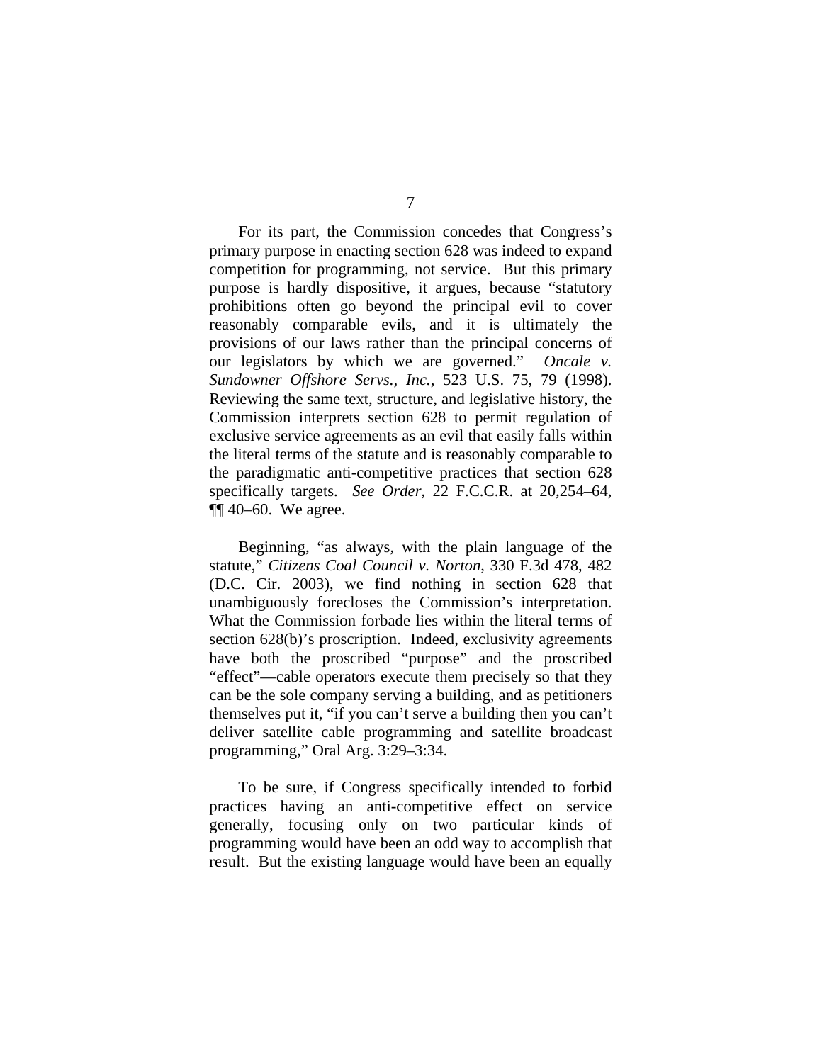For its part, the Commission concedes that Congress's primary purpose in enacting section 628 was indeed to expand competition for programming, not service. But this primary purpose is hardly dispositive, it argues, because "statutory prohibitions often go beyond the principal evil to cover reasonably comparable evils, and it is ultimately the provisions of our laws rather than the principal concerns of our legislators by which we are governed." *Oncale v. Sundowner Offshore Servs., Inc.*, 523 U.S. 75, 79 (1998). Reviewing the same text, structure, and legislative history, the Commission interprets section 628 to permit regulation of exclusive service agreements as an evil that easily falls within the literal terms of the statute and is reasonably comparable to the paradigmatic anti-competitive practices that section 628 specifically targets. *See Order*, 22 F.C.C.R. at 20,254–64, ¶¶ 40–60. We agree.

Beginning, "as always, with the plain language of the statute," *Citizens Coal Council v. Norton*, 330 F.3d 478, 482 (D.C. Cir. 2003), we find nothing in section 628 that unambiguously forecloses the Commission's interpretation. What the Commission forbade lies within the literal terms of section 628(b)'s proscription. Indeed, exclusivity agreements have both the proscribed "purpose" and the proscribed "effect"—cable operators execute them precisely so that they can be the sole company serving a building, and as petitioners themselves put it, "if you can't serve a building then you can't deliver satellite cable programming and satellite broadcast programming," Oral Arg. 3:29–3:34.

To be sure, if Congress specifically intended to forbid practices having an anti-competitive effect on service generally, focusing only on two particular kinds of programming would have been an odd way to accomplish that result. But the existing language would have been an equally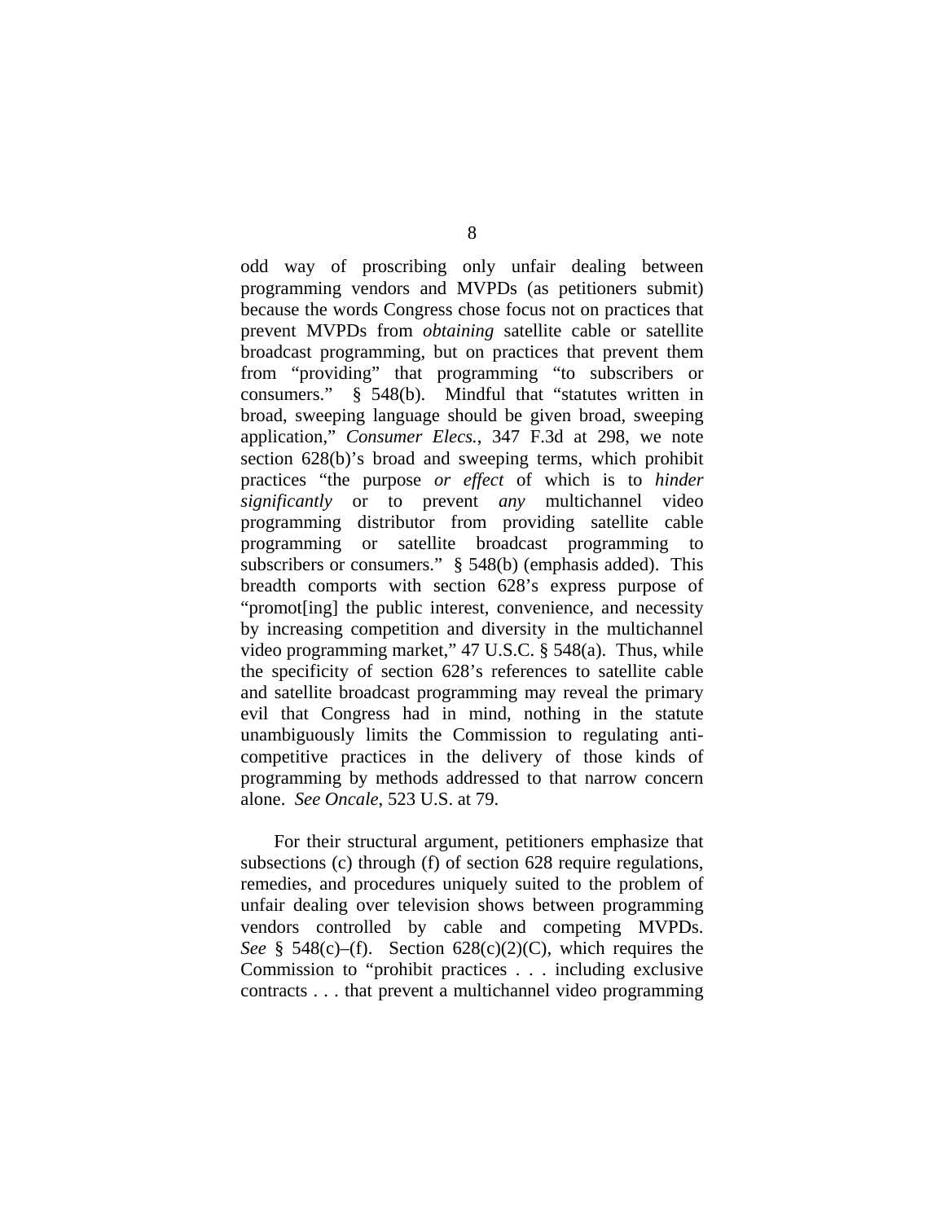odd way of proscribing only unfair dealing between programming vendors and MVPDs (as petitioners submit) because the words Congress chose focus not on practices that prevent MVPDs from *obtaining* satellite cable or satellite broadcast programming, but on practices that prevent them from "providing" that programming "to subscribers or consumers." § 548(b). Mindful that "statutes written in broad, sweeping language should be given broad, sweeping application," *Consumer Elecs.*, 347 F.3d at 298, we note section 628(b)'s broad and sweeping terms, which prohibit practices "the purpose *or effect* of which is to *hinder significantly* or to prevent *any* multichannel video programming distributor from providing satellite cable programming or satellite broadcast programming to subscribers or consumers." § 548(b) (emphasis added). This breadth comports with section 628's express purpose of "promot[ing] the public interest, convenience, and necessity by increasing competition and diversity in the multichannel video programming market," 47 U.S.C. § 548(a). Thus, while the specificity of section 628's references to satellite cable and satellite broadcast programming may reveal the primary evil that Congress had in mind, nothing in the statute unambiguously limits the Commission to regulating anti-competitive practices in the delivery of those kinds of programming by methods addressed to that narrow concern alone. *See Oncale*, 523 U.S. at 79.

For their structural argument, petitioners emphasize that subsections (c) through (f) of section 628 require regulations, remedies, and procedures uniquely suited to the problem of unfair dealing over television shows between programming vendors controlled by cable and competing MVPDs. *See* § 548(c)–(f). Section 628(c)(2)(C), which requires the Commission to "prohibit practices . . . including exclusive contracts . . . that prevent a multichannel video programming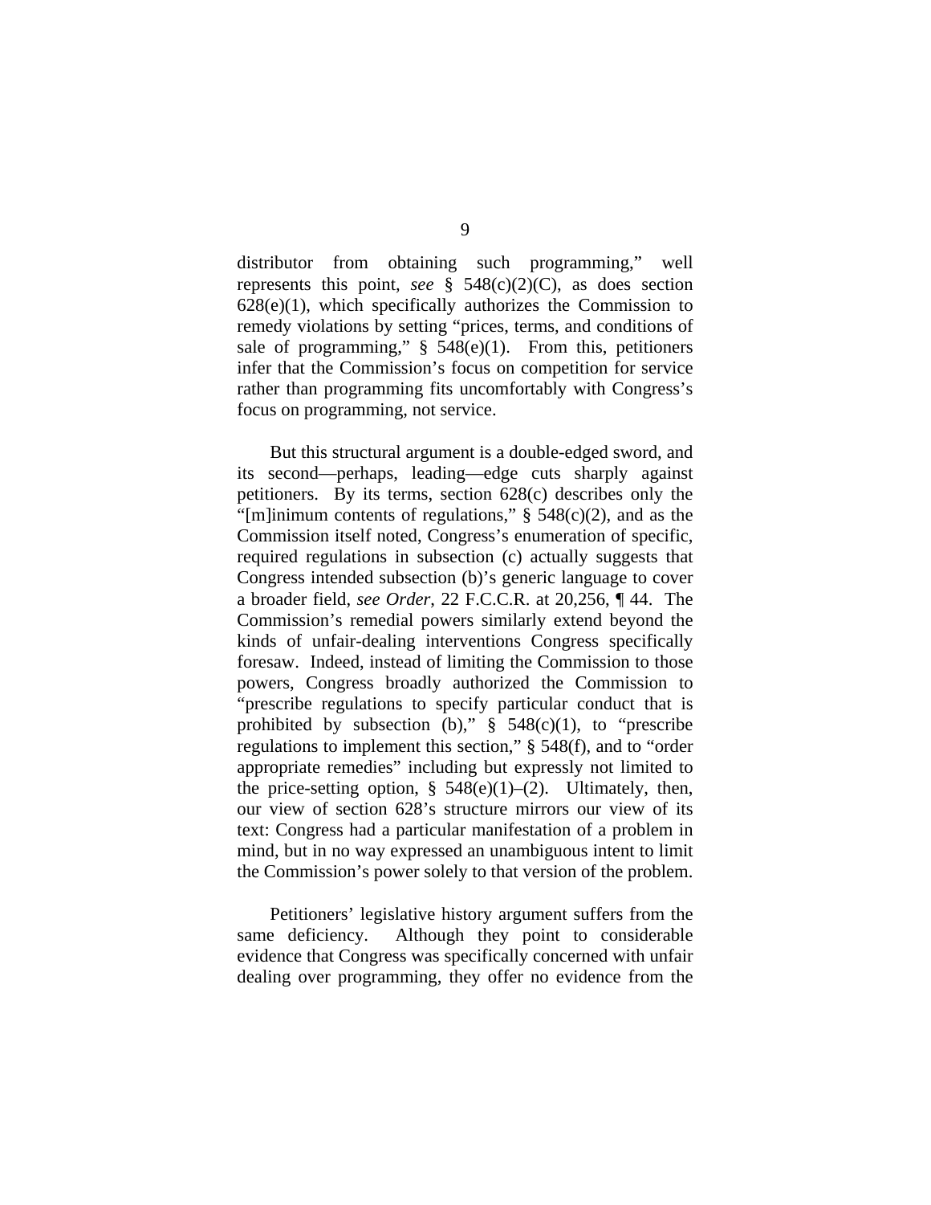distributor from obtaining such programming," well represents this point, *see* § 548(c)(2)(C), as does section 628(e)(1), which specifically authorizes the Commission to remedy violations by setting "prices, terms, and conditions of sale of programming," § 548(e)(1). From this, petitioners infer that the Commission's focus on competition for service rather than programming fits uncomfortably with Congress's focus on programming, not service.

But this structural argument is a double-edged sword, and its second—perhaps, leading—edge cuts sharply against petitioners. By its terms, section 628(c) describes only the "[m]inimum contents of regulations," § 548(c)(2), and as the Commission itself noted, Congress's enumeration of specific, required regulations in subsection (c) actually suggests that Congress intended subsection (b)'s generic language to cover a broader field, *see Order*, 22 F.C.C.R. at 20,256, ¶ 44. The Commission's remedial powers similarly extend beyond the kinds of unfair-dealing interventions Congress specifically foresaw. Indeed, instead of limiting the Commission to those powers, Congress broadly authorized the Commission to "prescribe regulations to specify particular conduct that is prohibited by subsection (b)," § 548(c)(1), to "prescribe regulations to implement this section," § 548(f), and to "order appropriate remedies" including but expressly not limited to the price-setting option, § 548(e)(1)–(2). Ultimately, then, our view of section 628's structure mirrors our view of its text: Congress had a particular manifestation of a problem in mind, but in no way expressed an unambiguous intent to limit the Commission's power solely to that version of the problem.

Petitioners' legislative history argument suffers from the same deficiency. Although they point to considerable evidence that Congress was specifically concerned with unfair dealing over programming, they offer no evidence from the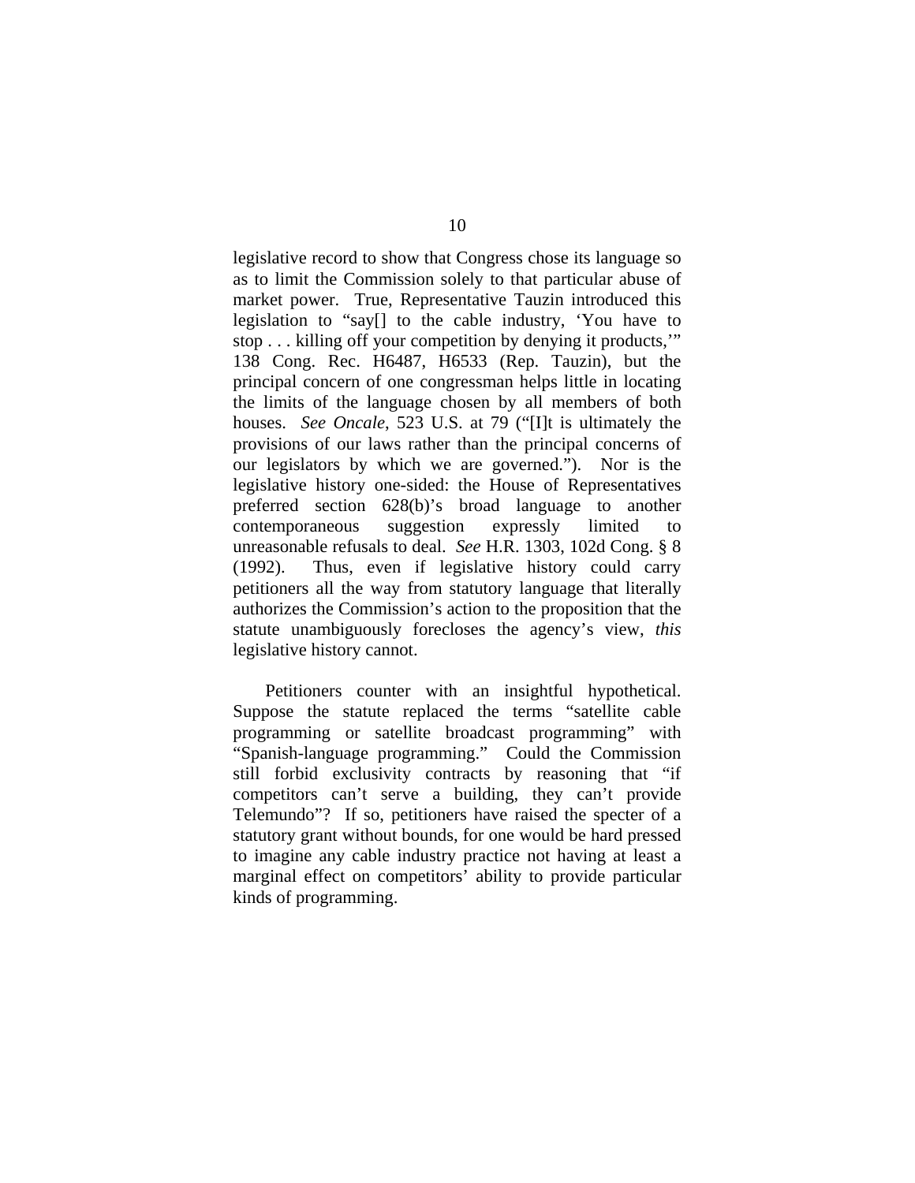legislative record to show that Congress chose its language so as to limit the Commission solely to that particular abuse of market power. True, Representative Tauzin introduced this legislation to "say[] to the cable industry, 'You have to stop . . . killing off your competition by denying it products,'" 138 Cong. Rec. H6487, H6533 (Rep. Tauzin), but the principal concern of one congressman helps little in locating the limits of the language chosen by all members of both houses. *See Oncale*, 523 U.S. at 79 ("[I]t is ultimately the provisions of our laws rather than the principal concerns of our legislators by which we are governed."). Nor is the legislative history one-sided: the House of Representatives preferred section 628(b)'s broad language to another contemporaneous suggestion expressly limited to unreasonable refusals to deal. *See* H.R. 1303, 102d Cong. § 8 (1992). Thus, even if legislative history could carry petitioners all the way from statutory language that literally authorizes the Commission's action to the proposition that the statute unambiguously forecloses the agency's view, *this* legislative history cannot.

Petitioners counter with an insightful hypothetical. Suppose the statute replaced the terms "satellite cable programming or satellite broadcast programming" with "Spanish-language programming." Could the Commission still forbid exclusivity contracts by reasoning that "if competitors can't serve a building, they can't provide Telemundo"? If so, petitioners have raised the specter of a statutory grant without bounds, for one would be hard pressed to imagine any cable industry practice not having at least a marginal effect on competitors' ability to provide particular kinds of programming.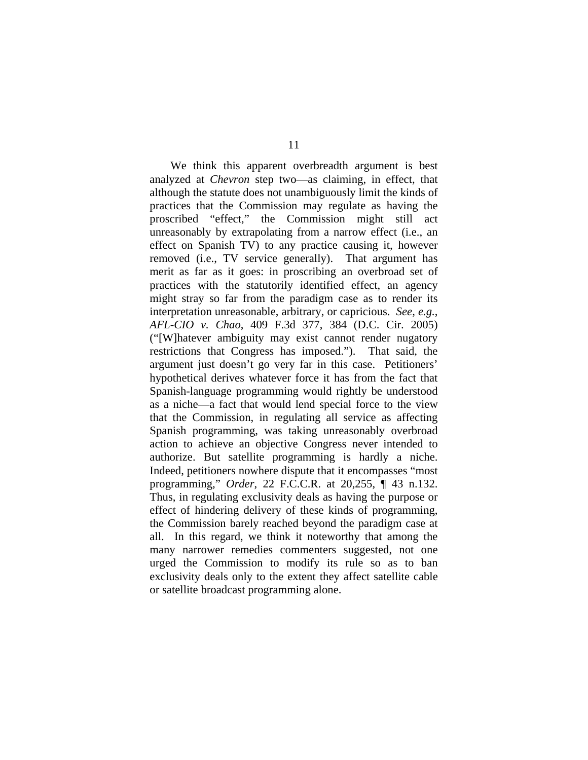We think this apparent overbreadth argument is best analyzed at *Chevron* step two—as claiming, in effect, that although the statute does not unambiguously limit the kinds of practices that the Commission may regulate as having the proscribed "effect," the Commission might still act unreasonably by extrapolating from a narrow effect (i.e., an effect on Spanish TV) to any practice causing it, however removed (i.e., TV service generally). That argument has merit as far as it goes: in proscribing an overbroad set of practices with the statutorily identified effect, an agency might stray so far from the paradigm case as to render its interpretation unreasonable, arbitrary, or capricious. *See, e.g.*, *AFL-CIO v. Chao*, 409 F.3d 377, 384 (D.C. Cir. 2005) ("[W]hatever ambiguity may exist cannot render nugatory restrictions that Congress has imposed."). That said, the argument just doesn't go very far in this case. Petitioners' hypothetical derives whatever force it has from the fact that Spanish-language programming would rightly be understood as a niche—a fact that would lend special force to the view that the Commission, in regulating all service as affecting Spanish programming, was taking unreasonably overbroad action to achieve an objective Congress never intended to authorize. But satellite programming is hardly a niche. Indeed, petitioners nowhere dispute that it encompasses "most programming," *Order*, 22 F.C.C.R. at 20,255, ¶ 43 n.132. Thus, in regulating exclusivity deals as having the purpose or effect of hindering delivery of these kinds of programming, the Commission barely reached beyond the paradigm case at all. In this regard, we think it noteworthy that among the many narrower remedies commenters suggested, not one urged the Commission to modify its rule so as to ban exclusivity deals only to the extent they affect satellite cable or satellite broadcast programming alone.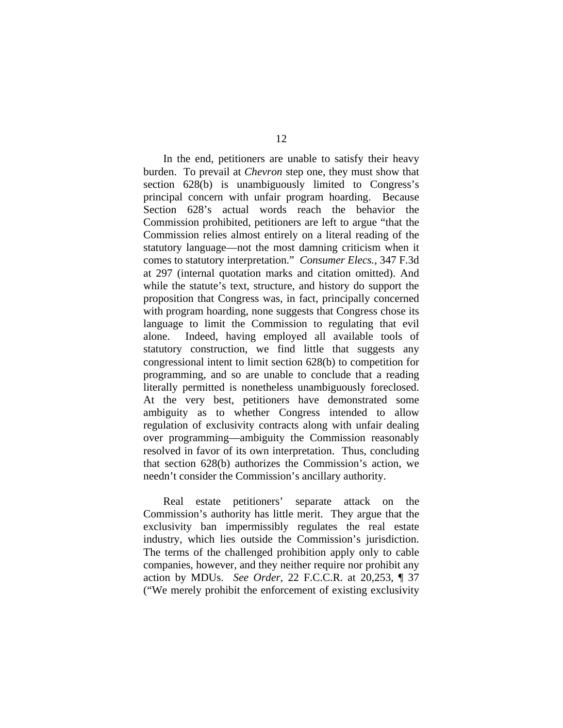In the end, petitioners are unable to satisfy their heavy burden. To prevail at *Chevron* step one, they must show that section 628(b) is unambiguously limited to Congress's principal concern with unfair program hoarding. Because Section 628's actual words reach the behavior the Commission prohibited, petitioners are left to argue "that the Commission relies almost entirely on a literal reading of the statutory language—not the most damning criticism when it comes to statutory interpretation." *Consumer Elecs.*, 347 F.3d at 297 (internal quotation marks and citation omitted). And while the statute's text, structure, and history do support the proposition that Congress was, in fact, principally concerned with program hoarding, none suggests that Congress chose its language to limit the Commission to regulating that evil alone. Indeed, having employed all available tools of statutory construction, we find little that suggests any congressional intent to limit section 628(b) to competition for programming, and so are unable to conclude that a reading literally permitted is nonetheless unambiguously foreclosed. At the very best, petitioners have demonstrated some ambiguity as to whether Congress intended to allow regulation of exclusivity contracts along with unfair dealing over programming—ambiguity the Commission reasonably resolved in favor of its own interpretation. Thus, concluding that section 628(b) authorizes the Commission's action, we needn't consider the Commission's ancillary authority.

Real estate petitioners' separate attack on the Commission's authority has little merit. They argue that the exclusivity ban impermissibly regulates the real estate industry, which lies outside the Commission's jurisdiction. The terms of the challenged prohibition apply only to cable companies, however, and they neither require nor prohibit any action by MDUs. *See Order*, 22 F.C.C.R. at 20,253, ¶ 37 ("We merely prohibit the enforcement of existing exclusivity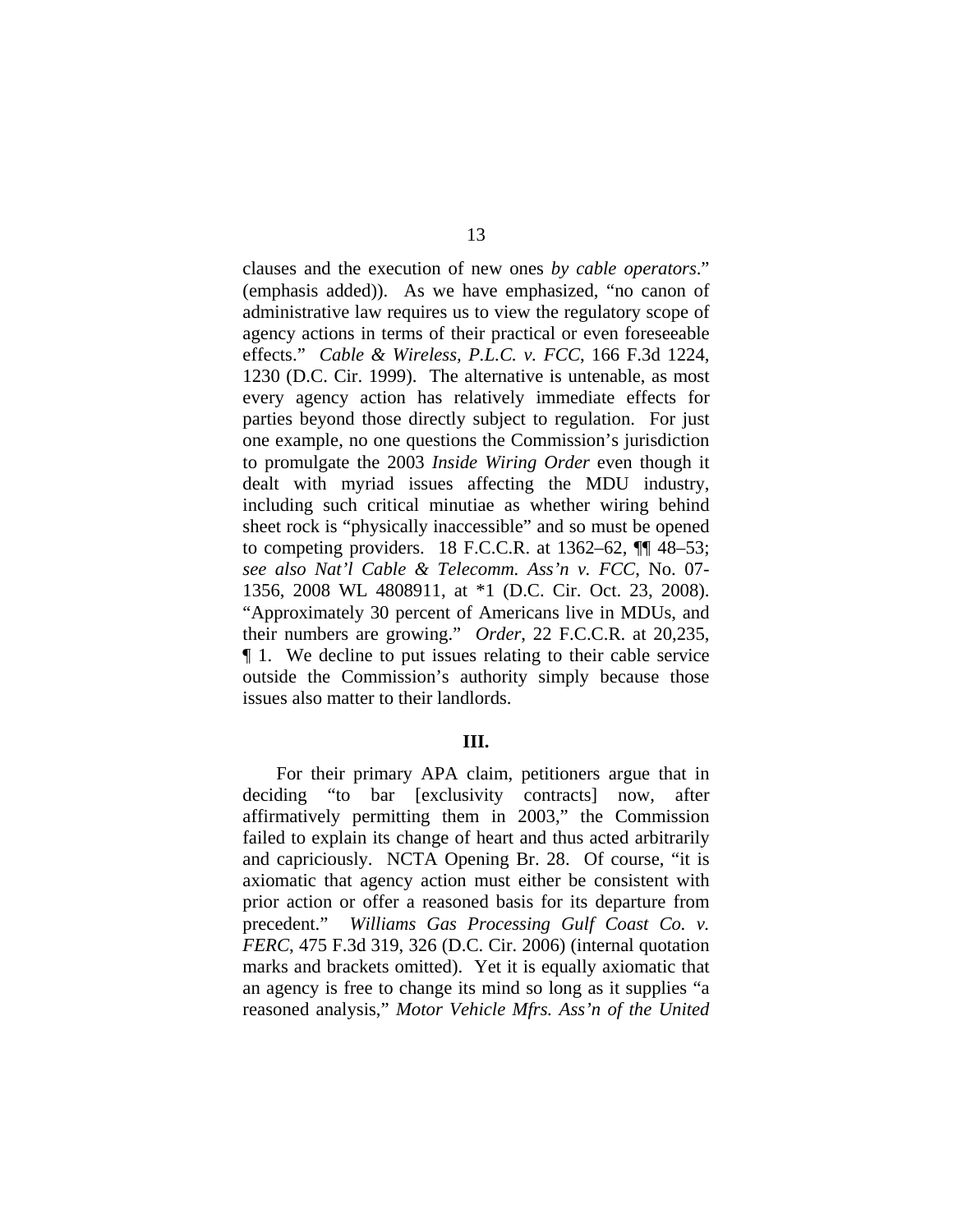clauses and the execution of new ones *by cable operators*." (emphasis added)). As we have emphasized, "no canon of administrative law requires us to view the regulatory scope of agency actions in terms of their practical or even foreseeable effects." *Cable & Wireless, P.L.C. v. FCC*, 166 F.3d 1224, 1230 (D.C. Cir. 1999). The alternative is untenable, as most every agency action has relatively immediate effects for parties beyond those directly subject to regulation. For just one example, no one questions the Commission's jurisdiction to promulgate the 2003 *Inside Wiring Order* even though it dealt with myriad issues affecting the MDU industry, including such critical minutiae as whether wiring behind sheet rock is "physically inaccessible" and so must be opened to competing providers. 18 F.C.C.R. at 1362–62, ¶¶ 48–53; *see also Nat'l Cable & Telecomm. Ass'n v. FCC*, No. 07-1356, 2008 WL 4808911, at *1 (D.C. Cir. Oct. 23, 2008). "Approximately 30 percent of Americans live in MDUs, and their numbers are growing." *Order*, 22 F.C.C.R. at 20,235, ¶ 1. We decline to put issues relating to their cable service outside the Commission's authority simply because those issues also matter to their landlords.

### III.

For their primary APA claim, petitioners argue that in deciding "to bar [exclusivity contracts] now, after affirmatively permitting them in 2003," the Commission failed to explain its change of heart and thus acted arbitrarily and capriciously. NCTA Opening Br. 28. Of course, "it is axiomatic that agency action must either be consistent with prior action or offer a reasoned basis for its departure from precedent." *Williams Gas Processing Gulf Coast Co. v. FERC*, 475 F.3d 319, 326 (D.C. Cir. 2006) (internal quotation marks and brackets omitted). Yet it is equally axiomatic that an agency is free to change its mind so long as it supplies "a reasoned analysis," *Motor Vehicle Mfrs. Ass'n of the United*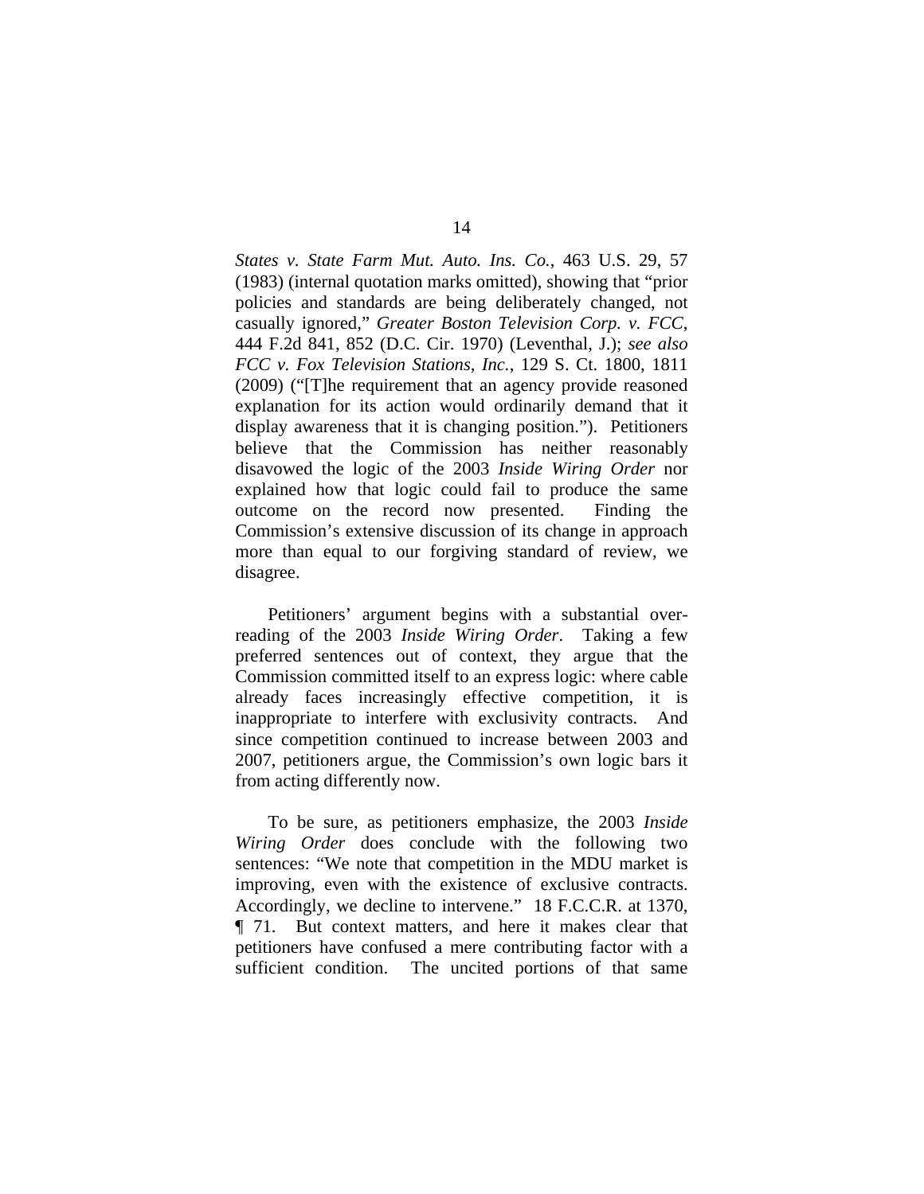*States v. State Farm Mut. Auto. Ins. Co.*, 463 U.S. 29, 57 (1983) (internal quotation marks omitted), showing that "prior policies and standards are being deliberately changed, not casually ignored," *Greater Boston Television Corp. v. FCC*, 444 F.2d 841, 852 (D.C. Cir. 1970) (Leventhal, J.); *see also FCC v. Fox Television Stations, Inc.*, 129 S. Ct. 1800, 1811 (2009) ("[T]he requirement that an agency provide reasoned explanation for its action would ordinarily demand that it display awareness that it is changing position."). Petitioners believe that the Commission has neither reasonably disavowed the logic of the 2003 *Inside Wiring Order* nor explained how that logic could fail to produce the same outcome on the record now presented. Finding the Commission's extensive discussion of its change in approach more than equal to our forgiving standard of review, we disagree.

Petitioners' argument begins with a substantial over-reading of the 2003 *Inside Wiring Order*. Taking a few preferred sentences out of context, they argue that the Commission committed itself to an express logic: where cable already faces increasingly effective competition, it is inappropriate to interfere with exclusivity contracts. And since competition continued to increase between 2003 and 2007, petitioners argue, the Commission's own logic bars it from acting differently now.

To be sure, as petitioners emphasize, the 2003 *Inside Wiring Order* does conclude with the following two sentences: "We note that competition in the MDU market is improving, even with the existence of exclusive contracts. Accordingly, we decline to intervene." 18 F.C.C.R. at 1370, ¶ 71. But context matters, and here it makes clear that petitioners have confused a mere contributing factor with a sufficient condition. The uncited portions of that same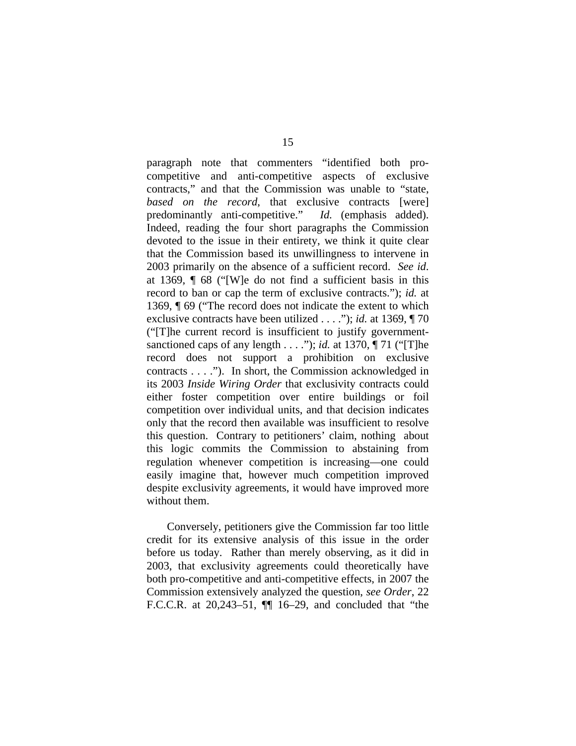paragraph note that commenters "identified both pro-competitive and anti-competitive aspects of exclusive contracts," and that the Commission was unable to "state, *based on the record*, that exclusive contracts [were] predominantly anti-competitive." *Id.* (emphasis added). Indeed, reading the four short paragraphs the Commission devoted to the issue in their entirety, we think it quite clear that the Commission based its unwillingness to intervene in 2003 primarily on the absence of a sufficient record. *See id.* at 1369, ¶ 68 ("[W]e do not find a sufficient basis in this record to ban or cap the term of exclusive contracts."); *id.* at 1369, ¶ 69 ("The record does not indicate the extent to which exclusive contracts have been utilized . . . ."); *id.* at 1369, ¶ 70 ("[T]he current record is insufficient to justify government-sanctioned caps of any length . . . ."); *id.* at 1370, ¶ 71 ("[T]he record does not support a prohibition on exclusive contracts . . . ."). In short, the Commission acknowledged in its 2003 *Inside Wiring Order* that exclusivity contracts could either foster competition over entire buildings or foil competition over individual units, and that decision indicates only that the record then available was insufficient to resolve this question. Contrary to petitioners' claim, nothing about this logic commits the Commission to abstaining from regulation whenever competition is increasing—one could easily imagine that, however much competition improved despite exclusivity agreements, it would have improved more without them.

Conversely, petitioners give the Commission far too little credit for its extensive analysis of this issue in the order before us today. Rather than merely observing, as it did in 2003, that exclusivity agreements could theoretically have both pro-competitive and anti-competitive effects, in 2007 the Commission extensively analyzed the question, *see Order*, 22 F.C.C.R. at 20,243–51, ¶¶ 16–29, and concluded that "the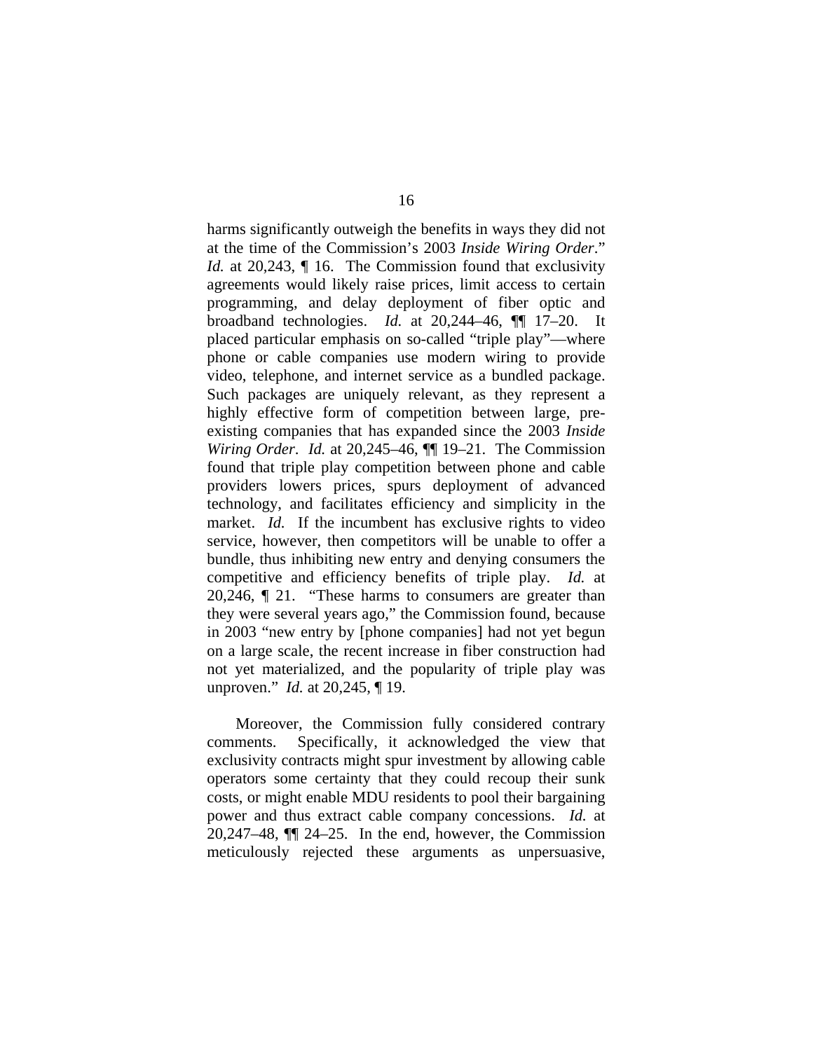harms significantly outweigh the benefits in ways they did not at the time of the Commission's 2003 *Inside Wiring Order*." *Id.* at 20,243, ¶ 16. The Commission found that exclusivity agreements would likely raise prices, limit access to certain programming, and delay deployment of fiber optic and broadband technologies. *Id.* at 20,244–46, ¶¶ 17–20. It placed particular emphasis on so-called "triple play"—where phone or cable companies use modern wiring to provide video, telephone, and internet service as a bundled package. Such packages are uniquely relevant, as they represent a highly effective form of competition between large, pre-existing companies that has expanded since the 2003 *Inside Wiring Order*. *Id.* at 20,245–46, ¶¶ 19–21. The Commission found that triple play competition between phone and cable providers lowers prices, spurs deployment of advanced technology, and facilitates efficiency and simplicity in the market. *Id.* If the incumbent has exclusive rights to video service, however, then competitors will be unable to offer a bundle, thus inhibiting new entry and denying consumers the competitive and efficiency benefits of triple play. *Id.* at 20,246, ¶ 21. "These harms to consumers are greater than they were several years ago," the Commission found, because in 2003 "new entry by [phone companies] had not yet begun on a large scale, the recent increase in fiber construction had not yet materialized, and the popularity of triple play was unproven." *Id.* at 20,245, ¶ 19.

Moreover, the Commission fully considered contrary comments. Specifically, it acknowledged the view that exclusivity contracts might spur investment by allowing cable operators some certainty that they could recoup their sunk costs, or might enable MDU residents to pool their bargaining power and thus extract cable company concessions. *Id.* at 20,247–48, ¶¶ 24–25. In the end, however, the Commission meticulously rejected these arguments as unpersuasive,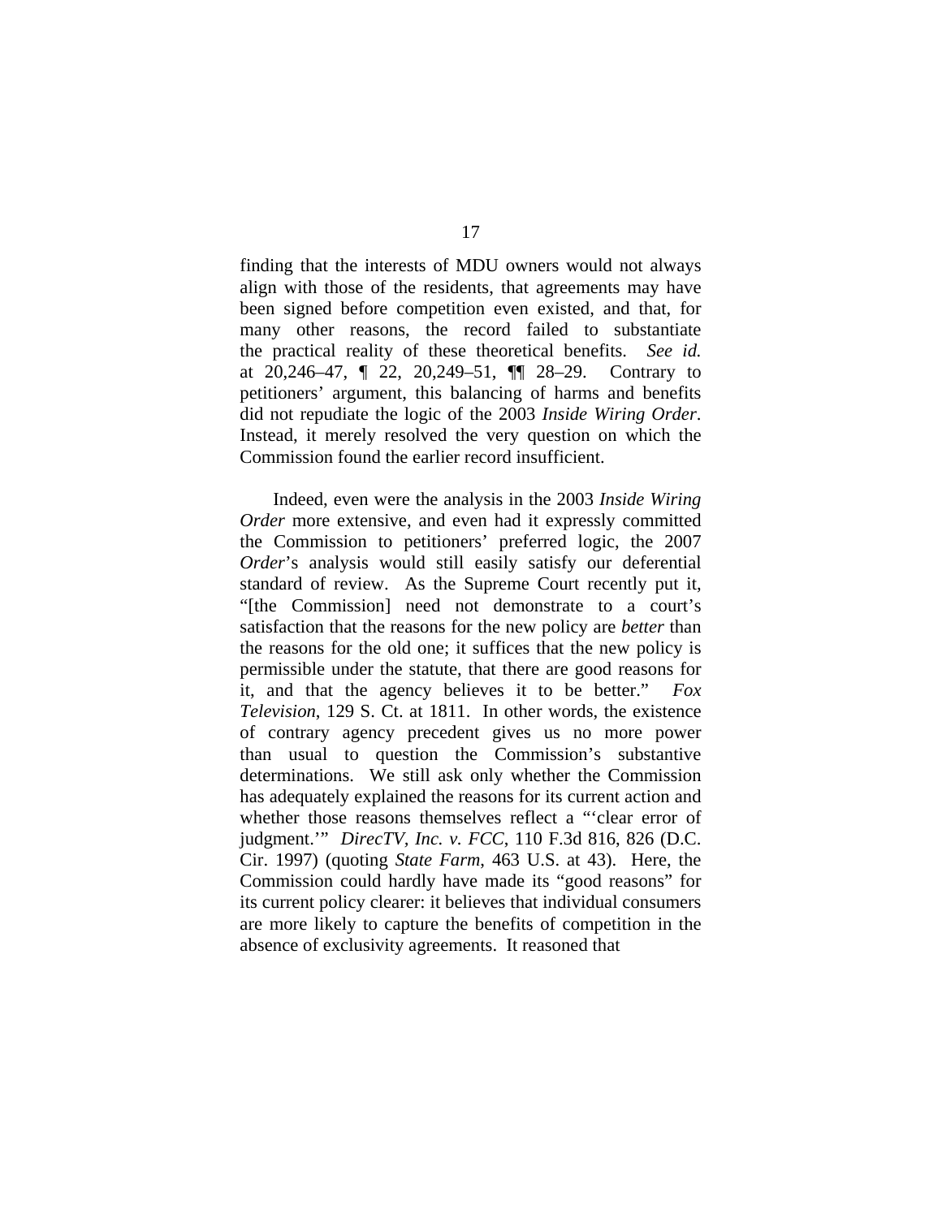finding that the interests of MDU owners would not always align with those of the residents, that agreements may have been signed before competition even existed, and that, for many other reasons, the record failed to substantiate the practical reality of these theoretical benefits. *See id.* at 20,246–47, ¶ 22, 20,249–51, ¶¶ 28–29. Contrary to petitioners' argument, this balancing of harms and benefits did not repudiate the logic of the 2003 *Inside Wiring Order*. Instead, it merely resolved the very question on which the Commission found the earlier record insufficient.

Indeed, even were the analysis in the 2003 *Inside Wiring Order* more extensive, and even had it expressly committed the Commission to petitioners' preferred logic, the 2007 *Order*'s analysis would still easily satisfy our deferential standard of review. As the Supreme Court recently put it, "[the Commission] need not demonstrate to a court's satisfaction that the reasons for the new policy are *better* than the reasons for the old one; it suffices that the new policy is permissible under the statute, that there are good reasons for it, and that the agency believes it to be better." *Fox Television*, 129 S. Ct. at 1811. In other words, the existence of contrary agency precedent gives us no more power than usual to question the Commission's substantive determinations. We still ask only whether the Commission has adequately explained the reasons for its current action and whether those reasons themselves reflect a "'clear error of judgment.'" *DirecTV, Inc. v. FCC*, 110 F.3d 816, 826 (D.C. Cir. 1997) (quoting *State Farm*, 463 U.S. at 43). Here, the Commission could hardly have made its "good reasons" for its current policy clearer: it believes that individual consumers are more likely to capture the benefits of competition in the absence of exclusivity agreements. It reasoned that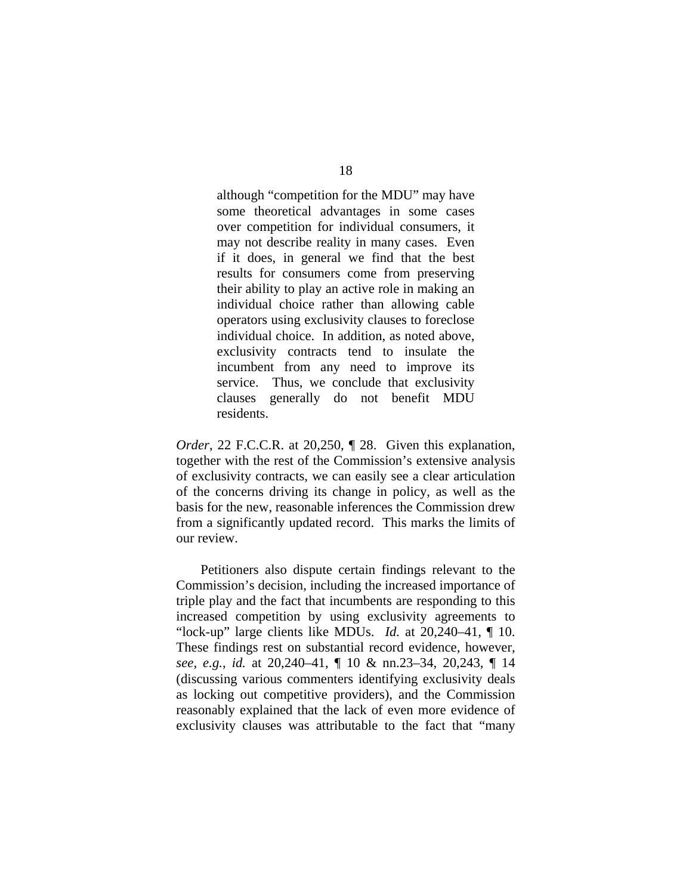> although "competition for the MDU" may have some theoretical advantages in some cases over competition for individual consumers, it may not describe reality in many cases. Even if it does, in general we find that the best results for consumers come from preserving their ability to play an active role in making an individual choice rather than allowing cable operators using exclusivity clauses to foreclose individual choice. In addition, as noted above, exclusivity contracts tend to insulate the incumbent from any need to improve its service. Thus, we conclude that exclusivity clauses generally do not benefit MDU residents.

*Order*, 22 F.C.C.R. at 20,250, ¶ 28. Given this explanation, together with the rest of the Commission's extensive analysis of exclusivity contracts, we can easily see a clear articulation of the concerns driving its change in policy, as well as the basis for the new, reasonable inferences the Commission drew from a significantly updated record. This marks the limits of our review.

Petitioners also dispute certain findings relevant to the Commission's decision, including the increased importance of triple play and the fact that incumbents are responding to this increased competition by using exclusivity agreements to "lock-up" large clients like MDUs. *Id.* at 20,240–41, ¶ 10. These findings rest on substantial record evidence, however, *see, e.g.*, *id.* at 20,240–41, ¶ 10 & nn.23–34, 20,243, ¶ 14 (discussing various commenters identifying exclusivity deals as locking out competitive providers), and the Commission reasonably explained that the lack of even more evidence of exclusivity clauses was attributable to the fact that "many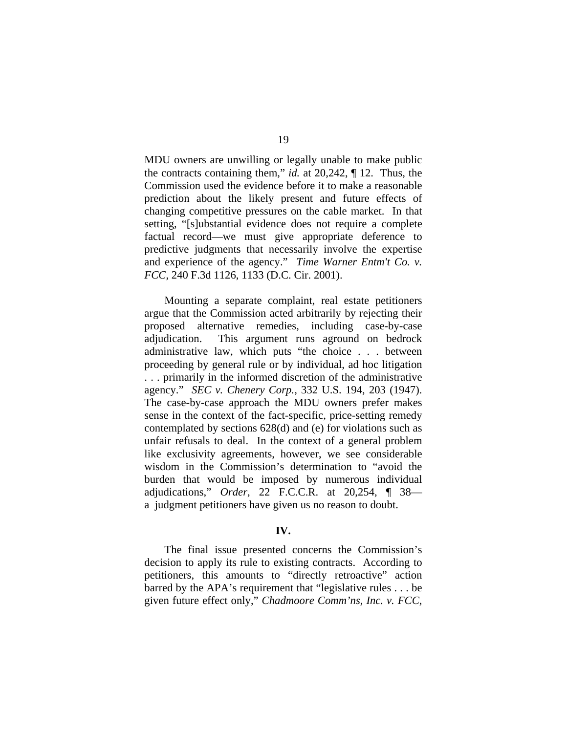MDU owners are unwilling or legally unable to make public the contracts containing them," *id.* at 20,242, ¶ 12. Thus, the Commission used the evidence before it to make a reasonable prediction about the likely present and future effects of changing competitive pressures on the cable market. In that setting, "[s]ubstantial evidence does not require a complete factual record—we must give appropriate deference to predictive judgments that necessarily involve the expertise and experience of the agency." *Time Warner Entm't Co. v. FCC*, 240 F.3d 1126, 1133 (D.C. Cir. 2001).

Mounting a separate complaint, real estate petitioners argue that the Commission acted arbitrarily by rejecting their proposed alternative remedies, including case-by-case adjudication. This argument runs aground on bedrock administrative law, which puts "the choice . . . between proceeding by general rule or by individual, ad hoc litigation . . . primarily in the informed discretion of the administrative agency." *SEC v. Chenery Corp.*, 332 U.S. 194, 203 (1947). The case-by-case approach the MDU owners prefer makes sense in the context of the fact-specific, price-setting remedy contemplated by sections 628(d) and (e) for violations such as unfair refusals to deal. In the context of a general problem like exclusivity agreements, however, we see considerable wisdom in the Commission's determination to "avoid the burden that would be imposed by numerous individual adjudications," *Order*, 22 F.C.C.R. at 20,254, ¶ 38—a judgment petitioners have given us no reason to doubt.

## IV.

The final issue presented concerns the Commission's decision to apply its rule to existing contracts. According to petitioners, this amounts to "directly retroactive" action barred by the APA's requirement that "legislative rules . . . be given future effect only," *Chadmoore Comm'ns, Inc. v. FCC*,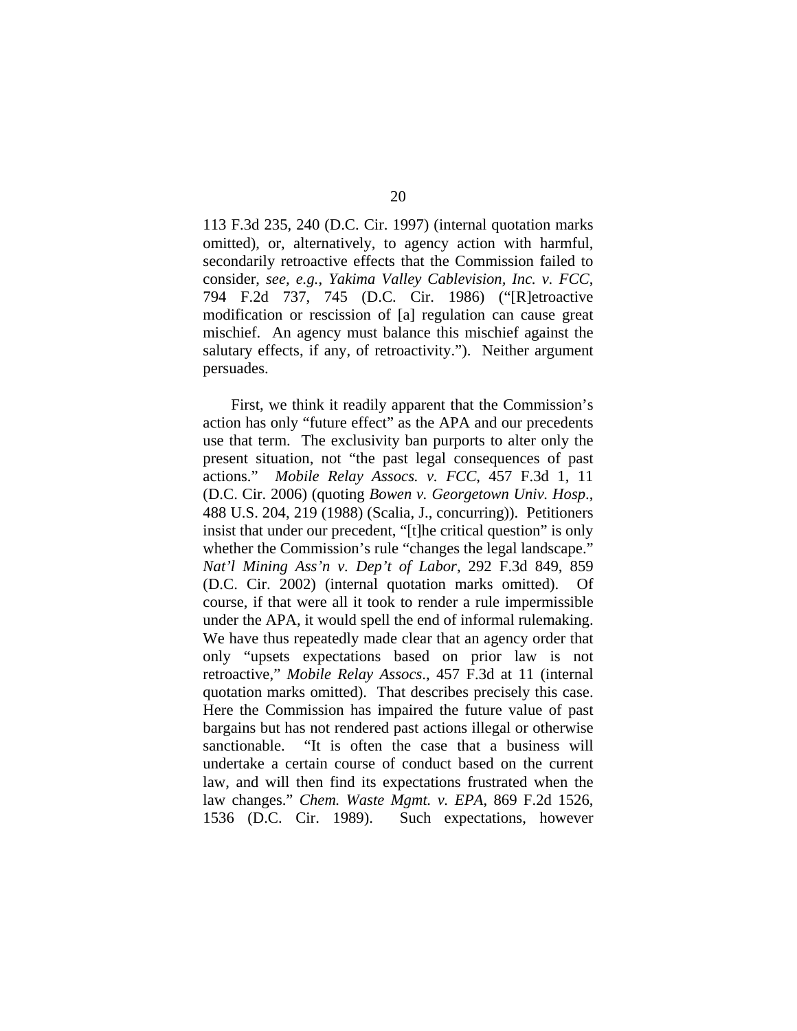113 F.3d 235, 240 (D.C. Cir. 1997) (internal quotation marks omitted), or, alternatively, to agency action with harmful, secondarily retroactive effects that the Commission failed to consider, *see, e.g.*, *Yakima Valley Cablevision, Inc. v. FCC*, 794 F.2d 737, 745 (D.C. Cir. 1986) ("[R]etroactive modification or rescission of [a] regulation can cause great mischief. An agency must balance this mischief against the salutary effects, if any, of retroactivity."). Neither argument persuades.

First, we think it readily apparent that the Commission's action has only "future effect" as the APA and our precedents use that term. The exclusivity ban purports to alter only the present situation, not "the past legal consequences of past actions." *Mobile Relay Assocs. v. FCC*, 457 F.3d 1, 11 (D.C. Cir. 2006) (quoting *Bowen v. Georgetown Univ. Hosp.*, 488 U.S. 204, 219 (1988) (Scalia, J., concurring)). Petitioners insist that under our precedent, "[t]he critical question" is only whether the Commission's rule "changes the legal landscape." *Nat'l Mining Ass'n v. Dep't of Labor*, 292 F.3d 849, 859 (D.C. Cir. 2002) (internal quotation marks omitted). Of course, if that were all it took to render a rule impermissible under the APA, it would spell the end of informal rulemaking. We have thus repeatedly made clear that an agency order that only "upsets expectations based on prior law is not retroactive," *Mobile Relay Assocs*., 457 F.3d at 11 (internal quotation marks omitted). That describes precisely this case. Here the Commission has impaired the future value of past bargains but has not rendered past actions illegal or otherwise sanctionable. "It is often the case that a business will undertake a certain course of conduct based on the current law, and will then find its expectations frustrated when the law changes." *Chem. Waste Mgmt. v. EPA*, 869 F.2d 1526, 1536 (D.C. Cir. 1989). Such expectations, however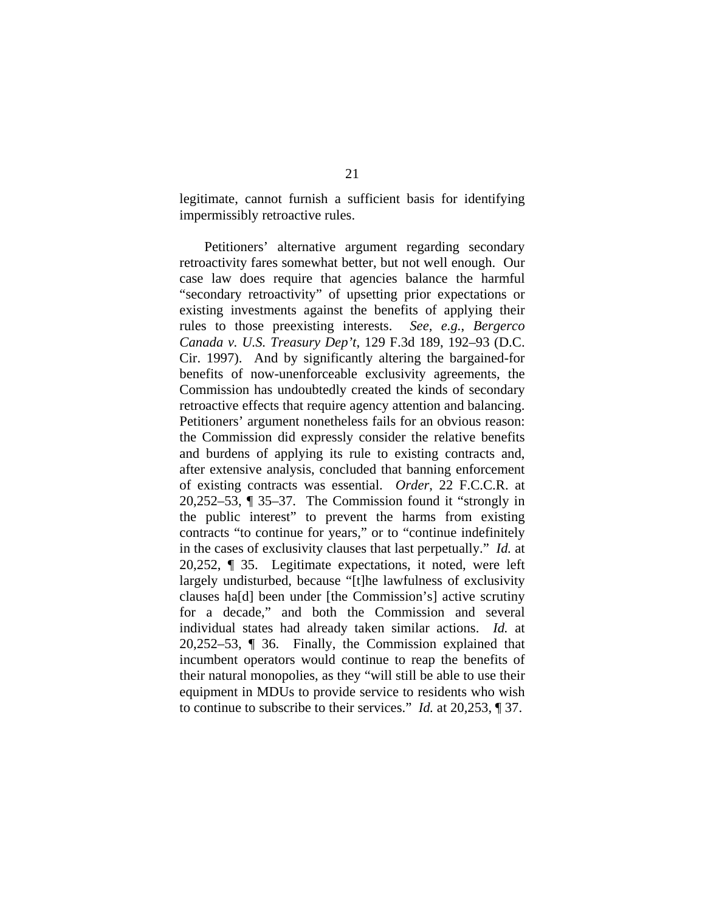legitimate, cannot furnish a sufficient basis for identifying impermissibly retroactive rules.

Petitioners' alternative argument regarding secondary retroactivity fares somewhat better, but not well enough. Our case law does require that agencies balance the harmful "secondary retroactivity" of upsetting prior expectations or existing investments against the benefits of applying their rules to those preexisting interests. *See, e.g.*, *Bergerco Canada v. U.S. Treasury Dep't*, 129 F.3d 189, 192–93 (D.C. Cir. 1997). And by significantly altering the bargained-for benefits of now-unenforceable exclusivity agreements, the Commission has undoubtedly created the kinds of secondary retroactive effects that require agency attention and balancing. Petitioners' argument nonetheless fails for an obvious reason: the Commission did expressly consider the relative benefits and burdens of applying its rule to existing contracts and, after extensive analysis, concluded that banning enforcement of existing contracts was essential. *Order*, 22 F.C.C.R. at 20,252–53, ¶ 35–37. The Commission found it "strongly in the public interest" to prevent the harms from existing contracts "to continue for years," or to "continue indefinitely in the cases of exclusivity clauses that last perpetually." *Id.* at 20,252, ¶ 35. Legitimate expectations, it noted, were left largely undisturbed, because "[t]he lawfulness of exclusivity clauses ha[d] been under [the Commission's] active scrutiny for a decade," and both the Commission and several individual states had already taken similar actions. *Id.* at 20,252–53, ¶ 36. Finally, the Commission explained that incumbent operators would continue to reap the benefits of their natural monopolies, as they "will still be able to use their equipment in MDUs to provide service to residents who wish to continue to subscribe to their services." *Id.* at 20,253, ¶ 37.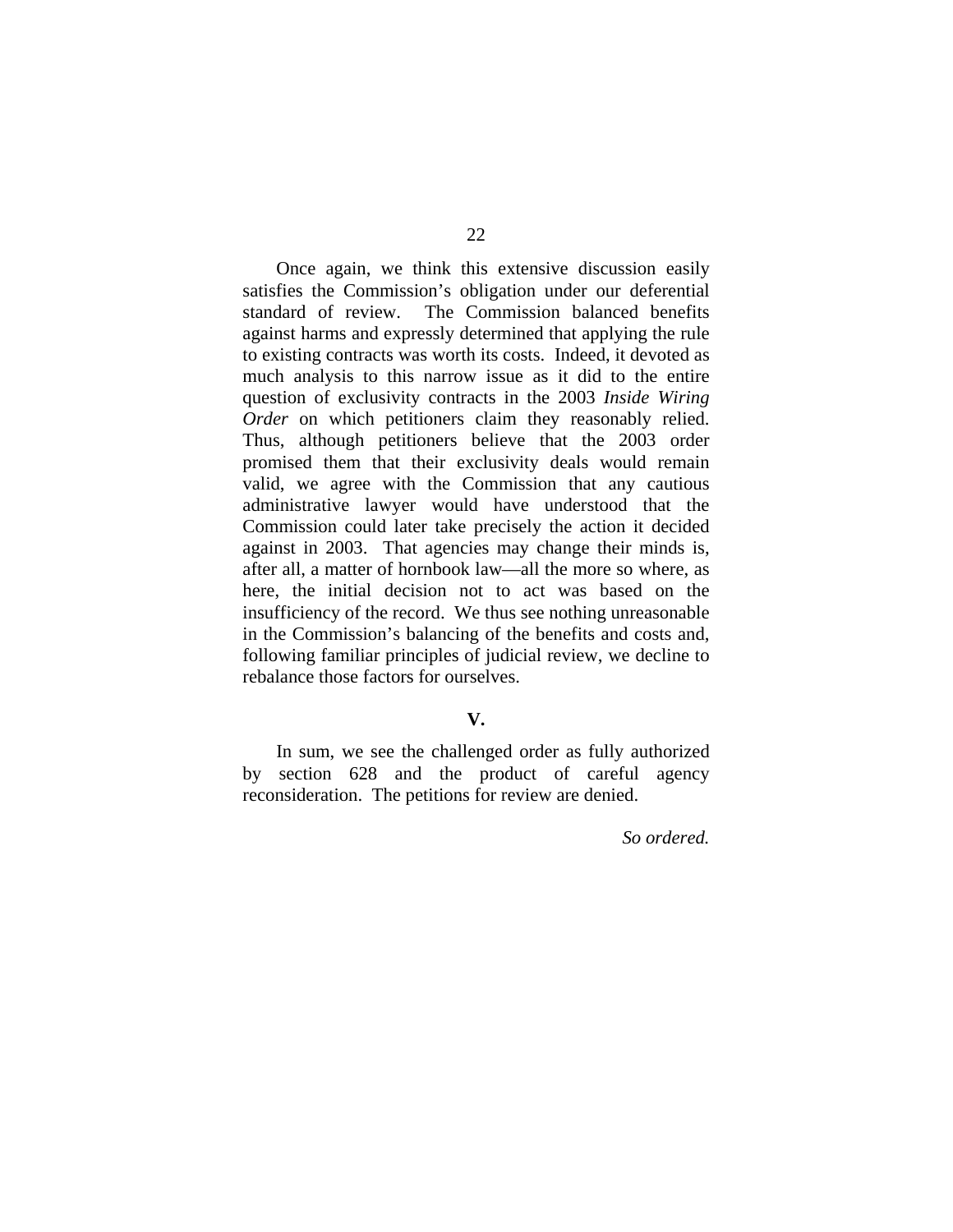Once again, we think this extensive discussion easily satisfies the Commission's obligation under our deferential standard of review. The Commission balanced benefits against harms and expressly determined that applying the rule to existing contracts was worth its costs. Indeed, it devoted as much analysis to this narrow issue as it did to the entire question of exclusivity contracts in the 2003 *Inside Wiring Order* on which petitioners claim they reasonably relied. Thus, although petitioners believe that the 2003 order promised them that their exclusivity deals would remain valid, we agree with the Commission that any cautious administrative lawyer would have understood that the Commission could later take precisely the action it decided against in 2003. That agencies may change their minds is, after all, a matter of hornbook law—all the more so where, as here, the initial decision not to act was based on the insufficiency of the record. We thus see nothing unreasonable in the Commission's balancing of the benefits and costs and, following familiar principles of judicial review, we decline to rebalance those factors for ourselves.

## V.

In sum, we see the challenged order as fully authorized by section 628 and the product of careful agency reconsideration. The petitions for review are denied.

*So ordered.*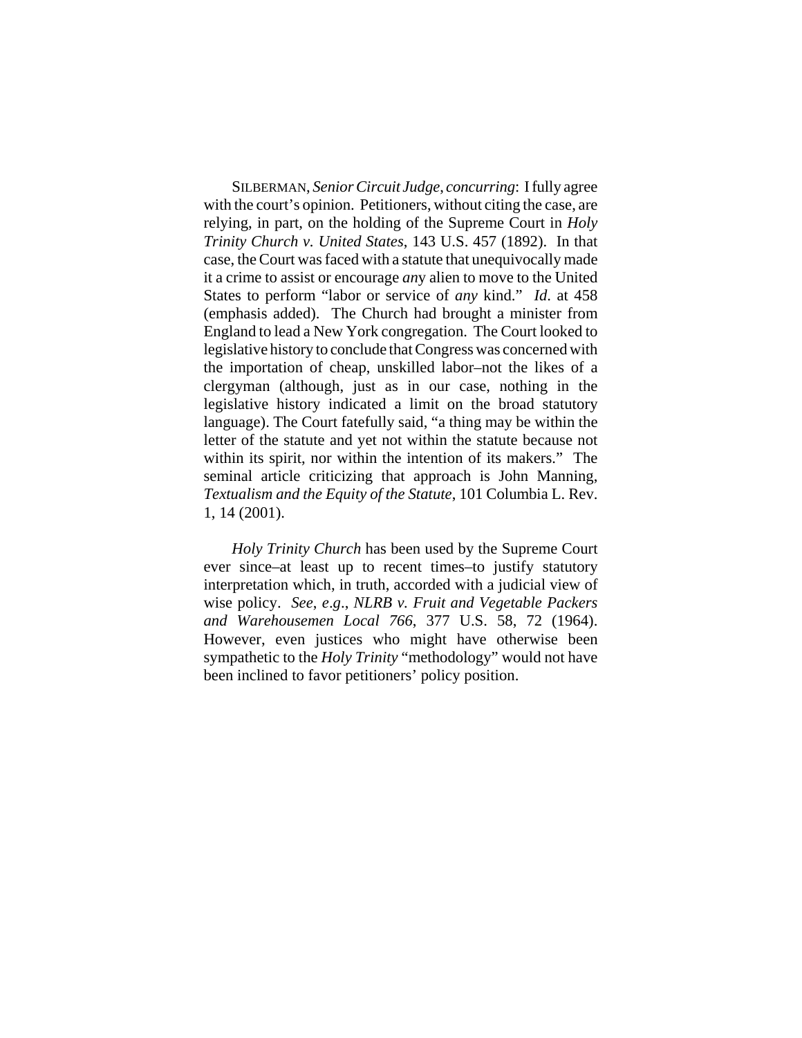SILBERMAN, *Senior Circuit Judge*, *concurring*: I fully agree with the court's opinion. Petitioners, without citing the case, are relying, in part, on the holding of the Supreme Court in *Holy Trinity Church v. United States*, 143 U.S. 457 (1892). In that case, the Court was faced with a statute that unequivocally made it a crime to assist or encourage *an*y alien to move to the United States to perform "labor or service of *any* kind." *Id*. at 458 (emphasis added). The Church had brought a minister from England to lead a New York congregation. The Court looked to legislative history to conclude that Congress was concerned with the importation of cheap, unskilled labor–not the likes of a clergyman (although, just as in our case, nothing in the legislative history indicated a limit on the broad statutory language). The Court fatefully said, "a thing may be within the letter of the statute and yet not within the statute because not within its spirit, nor within the intention of its makers." The seminal article criticizing that approach is John Manning, *Textualism and the Equity of the Statute*, 101 Columbia L. Rev. 1, 14 (2001).

*Holy Trinity Church* has been used by the Supreme Court ever since–at least up to recent times–to justify statutory interpretation which, in truth, accorded with a judicial view of wise policy. *See*, *e.g*., *NLRB v. Fruit and Vegetable Packers and Warehousemen Local 766*, 377 U.S. 58, 72 (1964). However, even justices who might have otherwise been sympathetic to the *Holy Trinity* "methodology" would not have been inclined to favor petitioners' policy position.